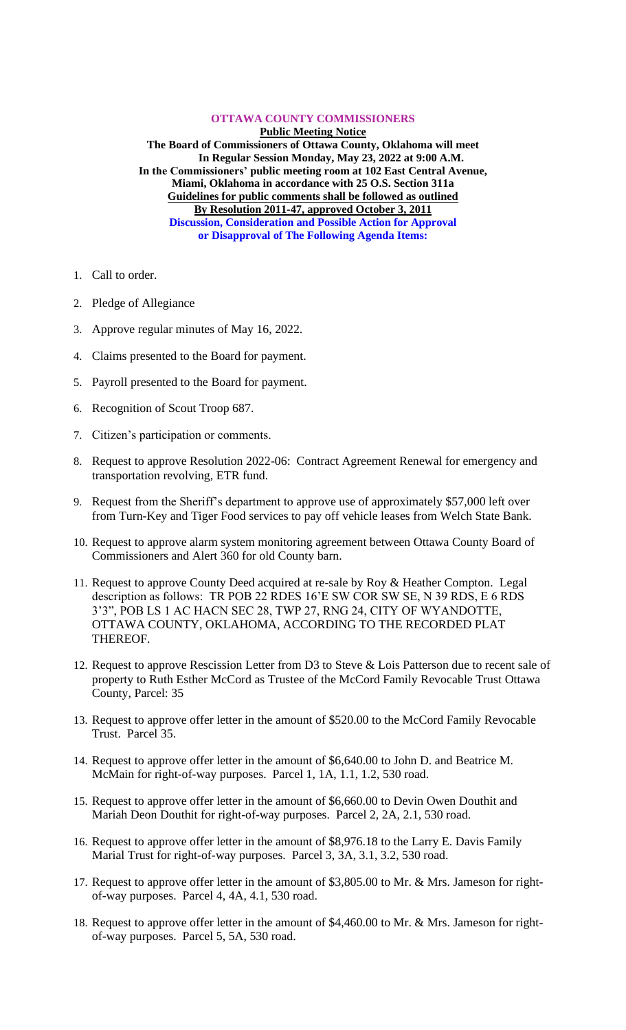# OTTAWA COUNTY COMMISSIONERS

**Public Meeting Notice**

**The Board of Commissioners of Ottawa County, Oklahoma will meet In Regular Session Monday, May 23, 2022 at 9:00 A.M. In the Commissioners' public meeting room at 102 East Central Avenue, Miami, Oklahoma in accordance with 25 O.S. Section 311a**

**Guidelines for public comments shall be followed as outlined By Resolution 2011-47, approved October 3, 2011**

**Discussion, Consideration and Possible Action for Approval or Disapproval of The Following Agenda Items:**

1. Call to order.
2. Pledge of Allegiance
3. Approve regular minutes of May 16, 2022.
4. Claims presented to the Board for payment.
5. Payroll presented to the Board for payment.
6. Recognition of Scout Troop 687.
7. Citizen's participation or comments.
8. Request to approve Resolution 2022-06: Contract Agreement Renewal for emergency and transportation revolving, ETR fund.
9. Request from the Sheriff's department to approve use of approximately $57,000 left over from Turn-Key and Tiger Food services to pay off vehicle leases from Welch State Bank.
10. Request to approve alarm system monitoring agreement between Ottawa County Board of Commissioners and Alert 360 for old County barn.
11. Request to approve County Deed acquired at re-sale by Roy & Heather Compton. Legal description as follows: TR POB 22 RDES 16'E SW COR SW SE, N 39 RDS, E 6 RDS 3'3", POB LS 1 AC HACN SEC 28, TWP 27, RNG 24, CITY OF WYANDOTTE, OTTAWA COUNTY, OKLAHOMA, ACCORDING TO THE RECORDED PLAT THEREOF.
12. Request to approve Rescission Letter from D3 to Steve & Lois Patterson due to recent sale of property to Ruth Esther McCord as Trustee of the McCord Family Revocable Trust Ottawa County, Parcel: 35
13. Request to approve offer letter in the amount of $520.00 to the McCord Family Revocable Trust. Parcel 35.
14. Request to approve offer letter in the amount of $6,640.00 to John D. and Beatrice M. McMain for right-of-way purposes. Parcel 1, 1A, 1.1, 1.2, 530 road.
15. Request to approve offer letter in the amount of $6,660.00 to Devin Owen Douthit and Mariah Deon Douthit for right-of-way purposes. Parcel 2, 2A, 2.1, 530 road.
16. Request to approve offer letter in the amount of $8,976.18 to the Larry E. Davis Family Marial Trust for right-of-way purposes. Parcel 3, 3A, 3.1, 3.2, 530 road.
17. Request to approve offer letter in the amount of $3,805.00 to Mr. & Mrs. Jameson for right-of-way purposes. Parcel 4, 4A, 4.1, 530 road.
18. Request to approve offer letter in the amount of $4,460.00 to Mr. & Mrs. Jameson for right-of-way purposes. Parcel 5, 5A, 530 road.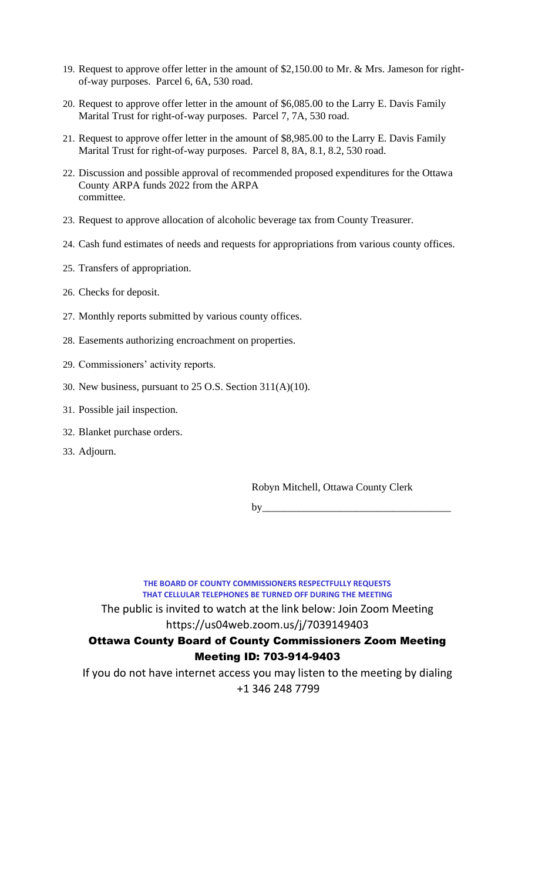19. Request to approve offer letter in the amount of $2,150.00 to Mr. & Mrs. Jameson for right-of-way purposes. Parcel 6, 6A, 530 road.

20. Request to approve offer letter in the amount of $6,085.00 to the Larry E. Davis Family Marital Trust for right-of-way purposes. Parcel 7, 7A, 530 road.

21. Request to approve offer letter in the amount of $8,985.00 to the Larry E. Davis Family Marital Trust for right-of-way purposes. Parcel 8, 8A, 8.1, 8.2, 530 road.

22. Discussion and possible approval of recommended proposed expenditures for the Ottawa County ARPA funds 2022 from the ARPA committee.

23. Request to approve allocation of alcoholic beverage tax from County Treasurer.

24. Cash fund estimates of needs and requests for appropriations from various county offices.

25. Transfers of appropriation.

26. Checks for deposit.

27. Monthly reports submitted by various county offices.

28. Easements authorizing encroachment on properties.

29. Commissioners' activity reports.

30. New business, pursuant to 25 O.S. Section 311(A)(10).

31. Possible jail inspection.

32. Blanket purchase orders.

33. Adjourn.

Robyn Mitchell, Ottawa County Clerk

by\_\_\_\_\_\_\_\_\_\_\_\_\_\_\_\_\_\_\_\_\_\_\_\_\_\_\_\_\_\_\_\_\_\_\_

**THE BOARD OF COUNTY COMMISSIONERS RESPECTFULLY REQUESTS THAT CELLULAR TELEPHONES BE TURNED OFF DURING THE MEETING**

The public is invited to watch at the link below: Join Zoom Meeting
https://us04web.zoom.us/j/7039149403

**Ottawa County Board of County Commissioners Zoom Meeting**
**Meeting ID: 703-914-9403**

If you do not have internet access you may listen to the meeting by dialing
+1 346 248 7799